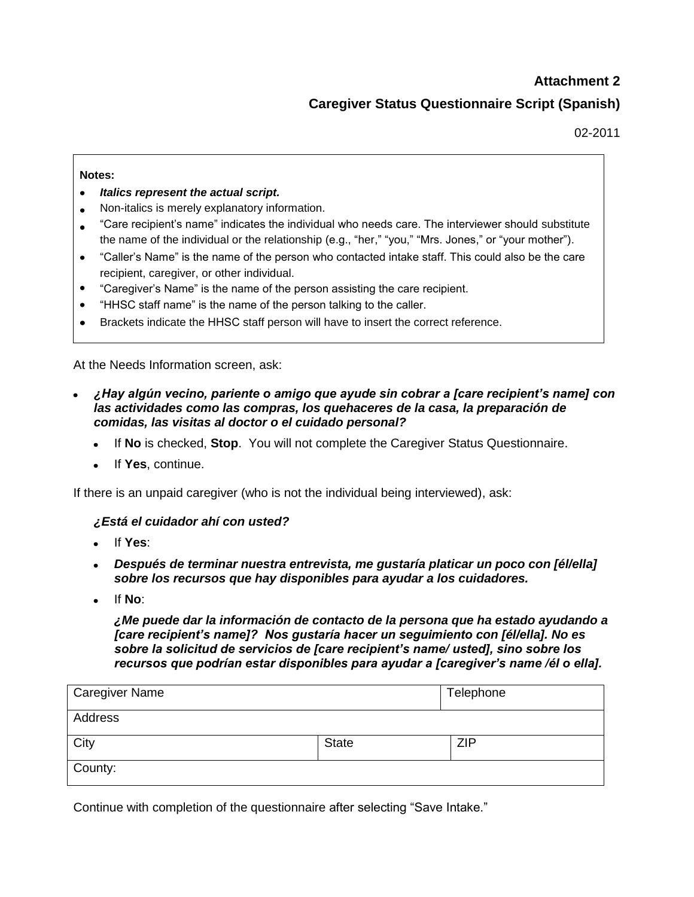**Attachment 2**

**Caregiver Status Questionnaire Script (Spanish)**

02-2011

**Notes:**

- ***Italics represent the actual script.***
- Non-italics is merely explanatory information.
- "Care recipient's name" indicates the individual who needs care. The interviewer should substitute the name of the individual or the relationship (e.g., "her," "you," "Mrs. Jones," or "your mother").
- "Caller's Name" is the name of the person who contacted intake staff. This could also be the care recipient, caregiver, or other individual.
- "Caregiver's Name" is the name of the person assisting the care recipient.
- "HHSC staff name" is the name of the person talking to the caller.
- Brackets indicate the HHSC staff person will have to insert the correct reference.

At the Needs Information screen, ask:

- ***¿Hay algún vecino, pariente o amigo que ayude sin cobrar a [care recipient's name] con las actividades como las compras, los quehaceres de la casa, la preparación de comidas, las visitas al doctor o el cuidado personal?***
  - If **No** is checked, **Stop**. You will not complete the Caregiver Status Questionnaire.
  - If **Yes**, continue.

If there is an unpaid caregiver (who is not the individual being interviewed), ask:

***¿Está el cuidador ahí con usted?***

- If **Yes**:
- ***Después de terminar nuestra entrevista, me gustaría platicar un poco con [él/ella] sobre los recursos que hay disponibles para ayudar a los cuidadores.***
- If **No**:

  ***¿Me puede dar la información de contacto de la persona que ha estado ayudando a [care recipient's name]? Nos gustaría hacer un seguimiento con [él/ella]. No es sobre la solicitud de servicios de [care recipient's name/ usted], sino sobre los recursos que podrían estar disponibles para ayudar a [caregiver's name /él o ella].***

| Caregiver Name | | Telephone |
|---|---|---|
| Address | | |
| City | State | ZIP |
| County: | | |

Continue with completion of the questionnaire after selecting "Save Intake."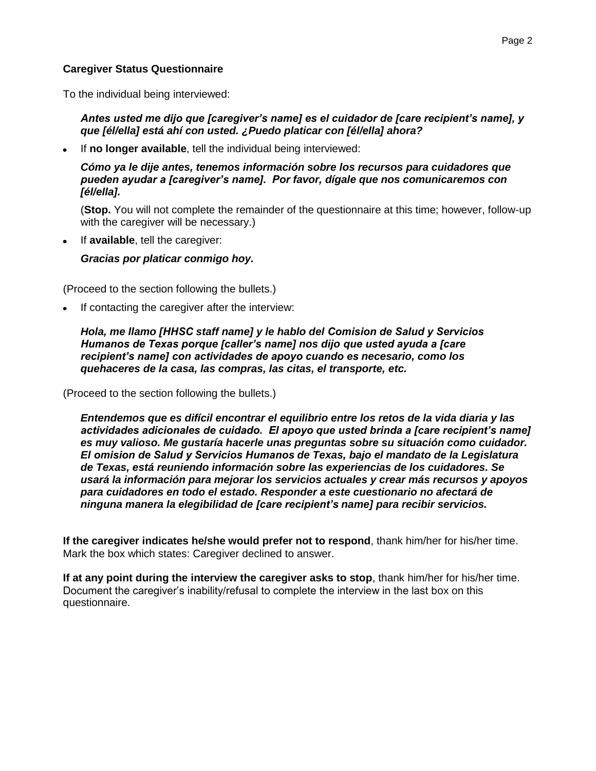**Caregiver Status Questionnaire**

To the individual being interviewed:

> ***Antes usted me dijo que [caregiver's name] es el cuidador de [care recipient's name], y que [él/ella] está ahí con usted. ¿Puedo platicar con [él/ella] ahora?***

- If **no longer available**, tell the individual being interviewed:

  ***Cómo ya le dije antes, tenemos información sobre los recursos para cuidadores que pueden ayudar a [caregiver's name]. Por favor, dígale que nos comunicaremos con [él/ella].***

  (**Stop.** You will not complete the remainder of the questionnaire at this time; however, follow-up with the caregiver will be necessary.)

- If **available**, tell the caregiver:

  ***Gracias por platicar conmigo hoy.***

(Proceed to the section following the bullets.)

- If contacting the caregiver after the interview:

  ***Hola, me llamo [HHSC staff name] y le hablo del Comision de Salud y Servicios Humanos de Texas porque [caller's name] nos dijo que usted ayuda a [care recipient's name] con actividades de apoyo cuando es necesario, como los quehaceres de la casa, las compras, las citas, el transporte, etc.***

(Proceed to the section following the bullets.)

> ***Entendemos que es difícil encontrar el equilibrio entre los retos de la vida diaria y las actividades adicionales de cuidado. El apoyo que usted brinda a [care recipient's name] es muy valioso. Me gustaría hacerle unas preguntas sobre su situación como cuidador. El omision de Salud y Servicios Humanos de Texas, bajo el mandato de la Legislatura de Texas, está reuniendo información sobre las experiencias de los cuidadores. Se usará la información para mejorar los servicios actuales y crear más recursos y apoyos para cuidadores en todo el estado. Responder a este cuestionario no afectará de ninguna manera la elegibilidad de [care recipient's name] para recibir servicios.***

**If the caregiver indicates he/she would prefer not to respond**, thank him/her for his/her time. Mark the box which states: Caregiver declined to answer.

**If at any point during the interview the caregiver asks to stop**, thank him/her for his/her time. Document the caregiver's inability/refusal to complete the interview in the last box on this questionnaire.